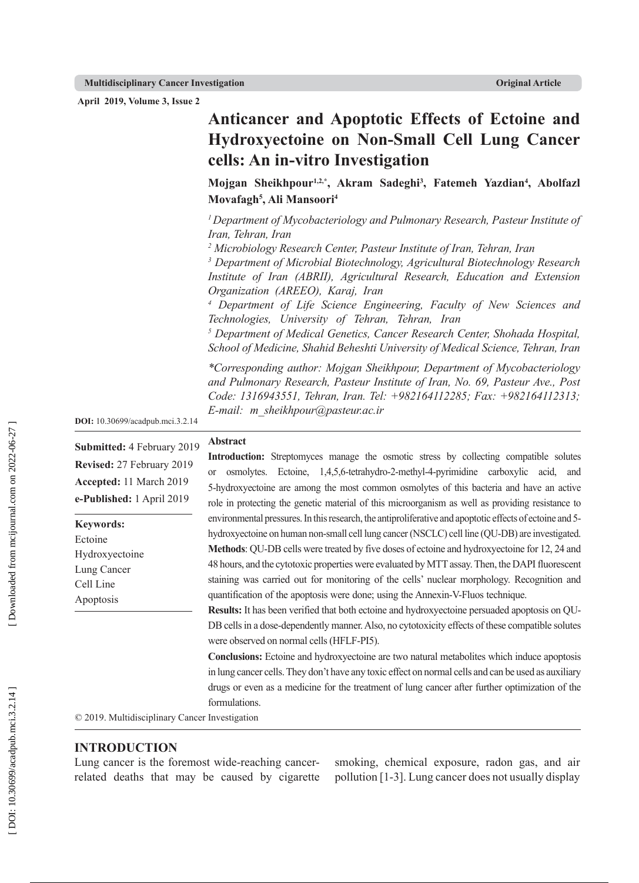# Anticancer and Apoptotic Effects of Ectoine and Hydroxyectoine on Non-Small Cell Lung Cancer cells: An in-vitro Investigation

**Mojgan Sheikhpour[1,2,*], Akram Sadeghi[3], Fatemeh Yazdian[4], Abolfazl Movafagh[5], Ali Mansoori[4]**

*[1] Department of Mycobacteriology and Pulmonary Research, Pasteur Institute of Iran, Tehran, Iran*

*[2] Microbiology Research Center, Pasteur Institute of Iran, Tehran, Iran*

*[3] Department of Microbial Biotechnology, Agricultural Biotechnology Research Institute of Iran (ABRII), Agricultural Research, Education and Extension Organization (AREEO), Karaj, Iran*

*[4] Department of Life Science Engineering, Faculty of New Sciences and Technologies, University of Tehran, Tehran, Iran*

*[5] Department of Medical Genetics, Cancer Research Center, Shohada Hospital, School of Medicine, Shahid Beheshti University of Medical Science, Tehran, Iran*

*\*Corresponding author: Mojgan Sheikhpour, Department of Mycobacteriology and Pulmonary Research, Pasteur Institute of Iran, No. 69, Pasteur Ave., Post Code: 1316943551, Tehran, Iran. Tel: +982164112285; Fax: +982164112313; E-mail: m_sheikhpour@pasteur.ac.ir*

**DOI:** 10.30699/acadpub.mci.3.2.14

**Submitted:** 4 February 2019
**Revised:** 27 February 2019
**Accepted:** 11 March 2019
**e-Published:** 1 April 2019

**Keywords:**
Ectoine
Hydroxyectoine
Lung Cancer
Cell Line
Apoptosis

## Abstract

**Introduction:** Streptomyces manage the osmotic stress by collecting compatible solutes or osmolytes. Ectoine, 1,4,5,6-tetrahydro-2-methyl-4-pyrimidine carboxylic acid, and 5-hydroxyectoine are among the most common osmolytes of this bacteria and have an active role in protecting the genetic material of this microorganism as well as providing resistance to environmental pressures. In this research, the antiproliferative and apoptotic effects of ectoine and 5-hydroxyectoine on human non-small cell lung cancer (NSCLC) cell line (QU-DB) are investigated.

**Methods**: QU-DB cells were treated by five doses of ectoine and hydroxyectoine for 12, 24 and 48 hours, and the cytotoxic properties were evaluated by MTT assay. Then, the DAPI fluorescent staining was carried out for monitoring of the cells' nuclear morphology. Recognition and quantification of the apoptosis were done; using the Annexin-V-Fluos technique.

**Results:** It has been verified that both ectoine and hydroxyectoine persuaded apoptosis on QU-DB cells in a dose-dependently manner. Also, no cytotoxicity effects of these compatible solutes were observed on normal cells (HFLF-PI5).

**Conclusions:** Ectoine and hydroxyectoine are two natural metabolites which induce apoptosis in lung cancer cells. They don't have any toxic effect on normal cells and can be used as auxiliary drugs or even as a medicine for the treatment of lung cancer after further optimization of the formulations.

© 2019. Multidisciplinary Cancer Investigation

## INTRODUCTION

Lung cancer is the foremost wide-reaching cancer-related deaths that may be caused by cigarette smoking, chemical exposure, radon gas, and air pollution [1-3]. Lung cancer does not usually display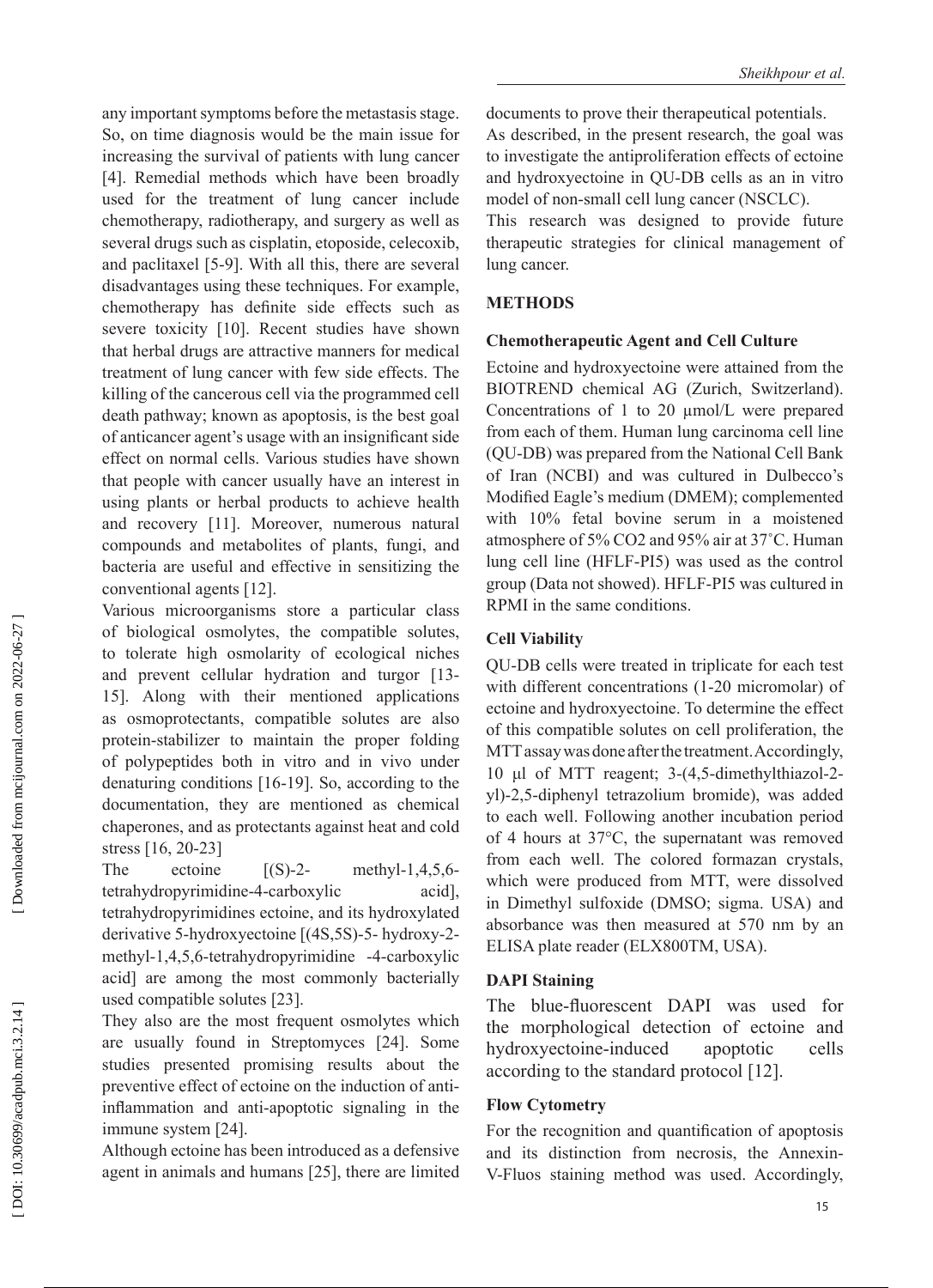any important symptoms before the metastasis stage. So, on time diagnosis would be the main issue for increasing the survival of patients with lung cancer [4]. Remedial methods which have been broadly used for the treatment of lung cancer include chemotherapy, radiotherapy, and surgery as well as several drugs such as cisplatin, etoposide, celecoxib, and paclitaxel [5-9]. With all this, there are several disadvantages using these techniques. For example, chemotherapy has definite side effects such as severe toxicity [10]. Recent studies have shown that herbal drugs are attractive manners for medical treatment of lung cancer with few side effects. The killing of the cancerous cell via the programmed cell death pathway; known as apoptosis, is the best goal of anticancer agent's usage with an insignificant side effect on normal cells. Various studies have shown that people with cancer usually have an interest in using plants or herbal products to achieve health and recovery [11]. Moreover, numerous natural compounds and metabolites of plants, fungi, and bacteria are useful and effective in sensitizing the conventional agents [12].

Various microorganisms store a particular class of biological osmolytes, the compatible solutes, to tolerate high osmolarity of ecological niches and prevent cellular hydration and turgor [13-15]. Along with their mentioned applications as osmoprotectants, compatible solutes are also protein-stabilizer to maintain the proper folding of polypeptides both in vitro and in vivo under denaturing conditions [16-19]. So, according to the documentation, they are mentioned as chemical chaperones, and as protectants against heat and cold stress [16, 20-23]

The ectoine [(S)-2- methyl-1,4,5,6-tetrahydropyrimidine-4-carboxylic acid], tetrahydropyrimidines ectoine, and its hydroxylated derivative 5-hydroxyectoine [(4S,5S)-5- hydroxy-2-methyl-1,4,5,6-tetrahydropyrimidine -4-carboxylic acid] are among the most commonly bacterially used compatible solutes [23].

They also are the most frequent osmolytes which are usually found in Streptomyces [24]. Some studies presented promising results about the preventive effect of ectoine on the induction of anti-inflammation and anti-apoptotic signaling in the immune system [24].

Although ectoine has been introduced as a defensive agent in animals and humans [25], there are limited documents to prove their therapeutical potentials.

As described, in the present research, the goal was to investigate the antiproliferation effects of ectoine and hydroxyectoine in QU-DB cells as an in vitro model of non-small cell lung cancer (NSCLC).

This research was designed to provide future therapeutic strategies for clinical management of lung cancer.

## METHODS

### Chemotherapeutic Agent and Cell Culture

Ectoine and hydroxyectoine were attained from the BIOTREND chemical AG (Zurich, Switzerland). Concentrations of 1 to 20 μmol/L were prepared from each of them. Human lung carcinoma cell line (QU-DB) was prepared from the National Cell Bank of Iran (NCBI) and was cultured in Dulbecco's Modified Eagle's medium (DMEM); complemented with 10% fetal bovine serum in a moistened atmosphere of 5% $CO_2$ and 95% air at 37˚C. Human lung cell line (HFLF-PI5) was used as the control group (Data not showed). HFLF-PI5 was cultured in RPMI in the same conditions.

### Cell Viability

QU-DB cells were treated in triplicate for each test with different concentrations (1-20 micromolar) of ectoine and hydroxyectoine. To determine the effect of this compatible solutes on cell proliferation, the MTT assay was done after the treatment. Accordingly, 10 μl of MTT reagent; 3-(4,5-dimethylthiazol-2-yl)-2,5-diphenyl tetrazolium bromide), was added to each well. Following another incubation period of 4 hours at 37°C, the supernatant was removed from each well. The colored formazan crystals, which were produced from MTT, were dissolved in Dimethyl sulfoxide (DMSO; sigma. USA) and absorbance was then measured at 570 nm by an ELISA plate reader (ELX800TM, USA).

### DAPI Staining

The blue-fluorescent DAPI was used for the morphological detection of ectoine and hydroxyectoine-induced apoptotic cells according to the standard protocol [12].

### Flow Cytometry

For the recognition and quantification of apoptosis and its distinction from necrosis, the Annexin-V-Fluos staining method was used. Accordingly,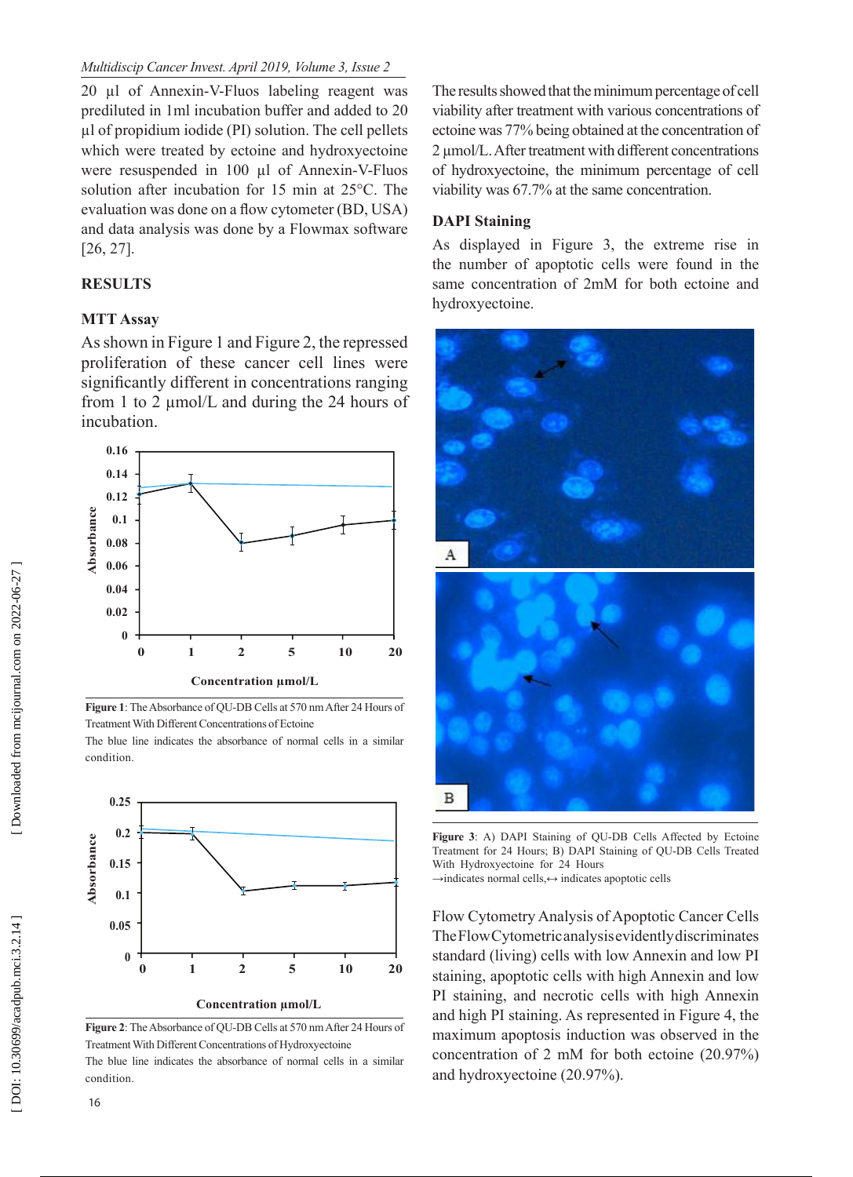20 µl of Annexin-V-Fluos labeling reagent was prediluted in 1ml incubation buffer and added to 20 µl of propidium iodide (PI) solution. The cell pellets which were treated by ectoine and hydroxyectoine were resuspended in 100 µl of Annexin-V-Fluos solution after incubation for 15 min at 25°C. The evaluation was done on a flow cytometer (BD, USA) and data analysis was done by a Flowmax software [26, 27].

## RESULTS

### MTT Assay

As shown in Figure 1 and Figure 2, the repressed proliferation of these cancer cell lines were significantly different in concentrations ranging from 1 to 2 µmol/L and during the 24 hours of incubation.

**Figure 1**: The Absorbance of QU-DB Cells at 570 nm After 24 Hours of Treatment With Different Concentrations of Ectoine

The blue line indicates the absorbance of normal cells in a similar condition.

**Figure 2**: The Absorbance of QU-DB Cells at 570 nm After 24 Hours of Treatment With Different Concentrations of Hydroxyectoine

The blue line indicates the absorbance of normal cells in a similar condition.

The results showed that the minimum percentage of cell viability after treatment with various concentrations of ectoine was 77% being obtained at the concentration of 2 µmol/L. After treatment with different concentrations of hydroxyectoine, the minimum percentage of cell viability was 67.7% at the same concentration.

### DAPI Staining

As displayed in Figure 3, the extreme rise in the number of apoptotic cells were found in the same concentration of 2mM for both ectoine and hydroxyectoine.

**Figure 3**: A) DAPI Staining of QU-DB Cells Affected by Ectoine Treatment for 24 Hours; B) DAPI Staining of QU-DB Cells Treated With Hydroxyectoine for 24 Hours

→indicates normal cells,↔ indicates apoptotic cells

Flow Cytometry Analysis of Apoptotic Cancer Cells

The Flow Cytometric analysis evidently discriminates standard (living) cells with low Annexin and low PI staining, apoptotic cells with high Annexin and low PI staining, and necrotic cells with high Annexin and high PI staining. As represented in Figure 4, the maximum apoptosis induction was observed in the concentration of 2 mM for both ectoine (20.97%) and hydroxyectoine (20.97%).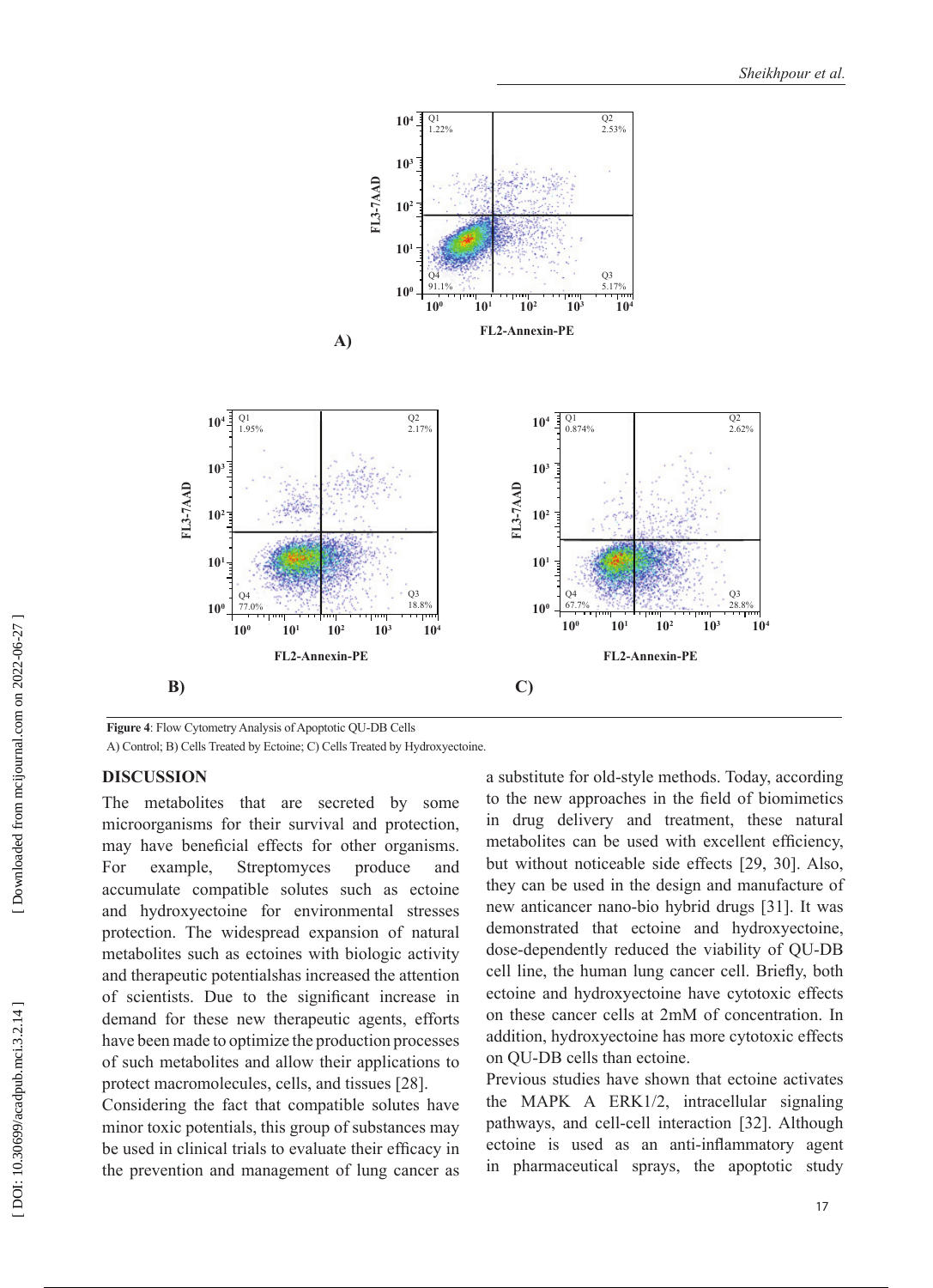**Figure 4**: Flow Cytometry Analysis of Apoptotic QU-DB Cells

A) Control; B) Cells Treated by Ectoine; C) Cells Treated by Hydroxyectoine.

## DISCUSSION

The metabolites that are secreted by some microorganisms for their survival and protection, may have beneficial effects for other organisms. For example, Streptomyces produce and accumulate compatible solutes such as ectoine and hydroxyectoine for environmental stresses protection. The widespread expansion of natural metabolites such as ectoines with biologic activity and therapeutic potentialshas increased the attention of scientists. Due to the significant increase in demand for these new therapeutic agents, efforts have been made to optimize the production processes of such metabolites and allow their applications to protect macromolecules, cells, and tissues [28].

Considering the fact that compatible solutes have minor toxic potentials, this group of substances may be used in clinical trials to evaluate their efficacy in the prevention and management of lung cancer as a substitute for old-style methods. Today, according to the new approaches in the field of biomimetics in drug delivery and treatment, these natural metabolites can be used with excellent efficiency, but without noticeable side effects [29, 30]. Also, they can be used in the design and manufacture of new anticancer nano-bio hybrid drugs [31]. It was demonstrated that ectoine and hydroxyectoine, dose-dependently reduced the viability of QU-DB cell line, the human lung cancer cell. Briefly, both ectoine and hydroxyectoine have cytotoxic effects on these cancer cells at 2mM of concentration. In addition, hydroxyectoine has more cytotoxic effects on QU-DB cells than ectoine.

Previous studies have shown that ectoine activates the MAPK A ERK1/2, intracellular signaling pathways, and cell-cell interaction [32]. Although ectoine is used as an anti-inflammatory agent in pharmaceutical sprays, the apoptotic study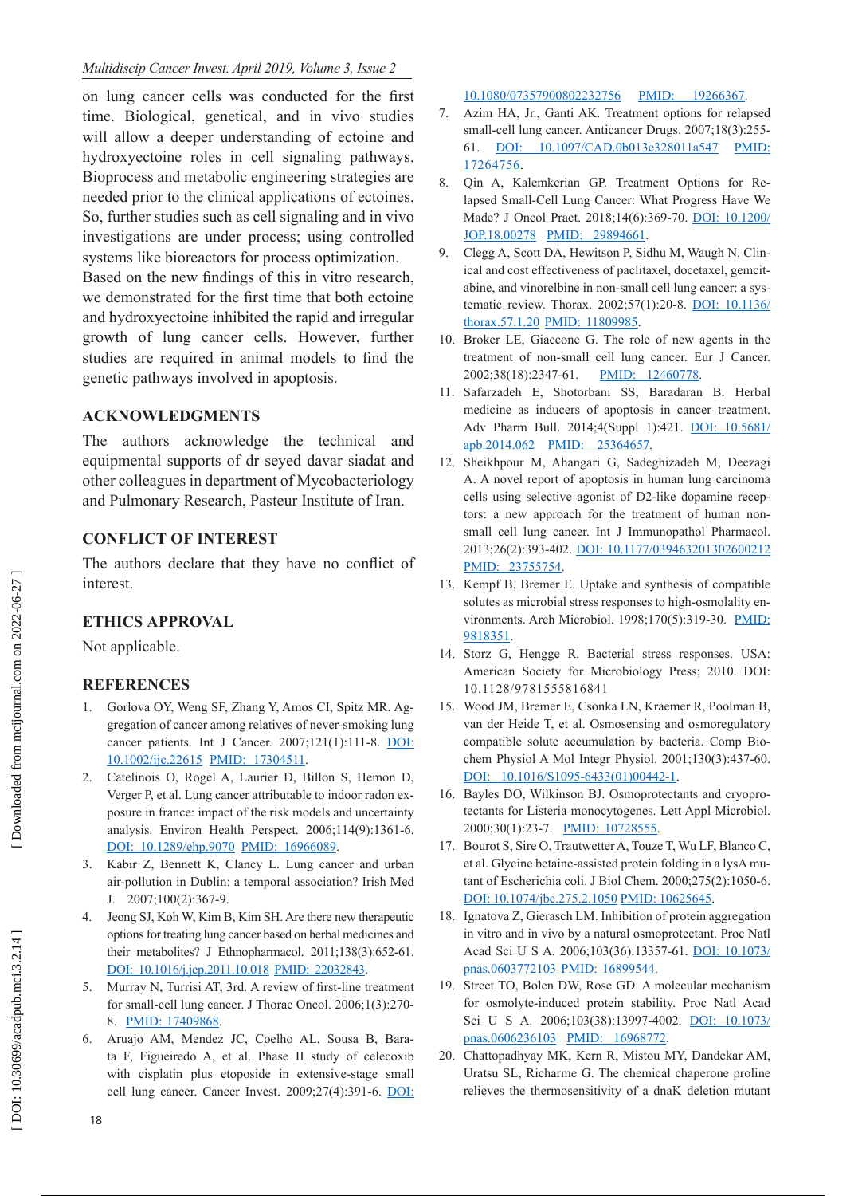on lung cancer cells was conducted for the first time. Biological, genetical, and in vivo studies will allow a deeper understanding of ectoine and hydroxyectoine roles in cell signaling pathways. Bioprocess and metabolic engineering strategies are needed prior to the clinical applications of ectoines. So, further studies such as cell signaling and in vivo investigations are under process; using controlled systems like bioreactors for process optimization.

Based on the new findings of this in vitro research, we demonstrated for the first time that both ectoine and hydroxyectoine inhibited the rapid and irregular growth of lung cancer cells. However, further studies are required in animal models to find the genetic pathways involved in apoptosis.

## ACKNOWLEDGMENTS

The authors acknowledge the technical and equipmental supports of dr seyed davar siadat and other colleagues in department of Mycobacteriology and Pulmonary Research, Pasteur Institute of Iran.

## CONFLICT OF INTEREST

The authors declare that they have no conflict of interest.

## ETHICS APPROVAL

Not applicable.

## REFERENCES

1. Gorlova OY, Weng SF, Zhang Y, Amos CI, Spitz MR. Aggregation of cancer among relatives of never-smoking lung cancer patients. Int J Cancer. 2007;121(1):111-8. DOI: 10.1002/ijc.22615 PMID: 17304511.
2. Catelinois O, Rogel A, Laurier D, Billon S, Hemon D, Verger P, et al. Lung cancer attributable to indoor radon exposure in france: impact of the risk models and uncertainty analysis. Environ Health Perspect. 2006;114(9):1361-6. DOI: 10.1289/ehp.9070 PMID: 16966089.
3. Kabir Z, Bennett K, Clancy L. Lung cancer and urban air-pollution in Dublin: a temporal association? Irish Med J. 2007;100(2):367-9.
4. Jeong SJ, Koh W, Kim B, Kim SH. Are there new therapeutic options for treating lung cancer based on herbal medicines and their metabolites? J Ethnopharmacol. 2011;138(3):652-61. DOI: 10.1016/j.jep.2011.10.018 PMID: 22032843.
5. Murray N, Turrisi AT, 3rd. A review of first-line treatment for small-cell lung cancer. J Thorac Oncol. 2006;1(3):270-8. PMID: 17409868.
6. Aruajo AM, Mendez JC, Coelho AL, Sousa B, Barata F, Figueiredo A, et al. Phase II study of celecoxib with cisplatin plus etoposide in extensive-stage small cell lung cancer. Cancer Invest. 2009;27(4):391-6. DOI: 10.1080/07357900802232756 PMID: 19266367.
7. Azim HA, Jr., Ganti AK. Treatment options for relapsed small-cell lung cancer. Anticancer Drugs. 2007;18(3):255-61. DOI: 10.1097/CAD.0b013e328011a547 PMID: 17264756.
8. Qin A, Kalemkerian GP. Treatment Options for Relapsed Small-Cell Lung Cancer: What Progress Have We Made? J Oncol Pract. 2018;14(6):369-70. DOI: 10.1200/JOP.18.00278 PMID: 29894661.
9. Clegg A, Scott DA, Hewitson P, Sidhu M, Waugh N. Clinical and cost effectiveness of paclitaxel, docetaxel, gemcitabine, and vinorelbine in non-small cell lung cancer: a systematic review. Thorax. 2002;57(1):20-8. DOI: 10.1136/thorax.57.1.20 PMID: 11809985.
10. Broker LE, Giaccone G. The role of new agents in the treatment of non-small cell lung cancer. Eur J Cancer. 2002;38(18):2347-61. PMID: 12460778.
11. Safarzadeh E, Shotorbani SS, Baradaran B. Herbal medicine as inducers of apoptosis in cancer treatment. Adv Pharm Bull. 2014;4(Suppl 1):421. DOI: 10.5681/apb.2014.062 PMID: 25364657.
12. Sheikhpour M, Ahangari G, Sadeghizadeh M, Deezagi A. A novel report of apoptosis in human lung carcinoma cells using selective agonist of D2-like dopamine receptors: a new approach for the treatment of human non-small cell lung cancer. Int J Immunopathol Pharmacol. 2013;26(2):393-402. DOI: 10.1177/039463201302600212 PMID: 23755754.
13. Kempf B, Bremer E. Uptake and synthesis of compatible solutes as microbial stress responses to high-osmolality environments. Arch Microbiol. 1998;170(5):319-30. PMID: 9818351.
14. Storz G, Hengge R. Bacterial stress responses. USA: American Society for Microbiology Press; 2010. DOI: 10.1128/9781555816841
15. Wood JM, Bremer E, Csonka LN, Kraemer R, Poolman B, van der Heide T, et al. Osmosensing and osmoregulatory compatible solute accumulation by bacteria. Comp Biochem Physiol A Mol Integr Physiol. 2001;130(3):437-60. DOI: 10.1016/S1095-6433(01)00442-1.
16. Bayles DO, Wilkinson BJ. Osmoprotectants and cryoprotectants for Listeria monocytogenes. Lett Appl Microbiol. 2000;30(1):23-7. PMID: 10728555.
17. Bourot S, Sire O, Trautwetter A, Touze T, Wu LF, Blanco C, et al. Glycine betaine-assisted protein folding in a lysA mutant of Escherichia coli. J Biol Chem. 2000;275(2):1050-6. DOI: 10.1074/jbc.275.2.1050 PMID: 10625645.
18. Ignatova Z, Gierasch LM. Inhibition of protein aggregation in vitro and in vivo by a natural osmoprotectant. Proc Natl Acad Sci U S A. 2006;103(36):13357-61. DOI: 10.1073/pnas.0603772103 PMID: 16899544.
19. Street TO, Bolen DW, Rose GD. A molecular mechanism for osmolyte-induced protein stability. Proc Natl Acad Sci U S A. 2006;103(38):13997-4002. DOI: 10.1073/pnas.0606236103 PMID: 16968772.
20. Chattopadhyay MK, Kern R, Mistou MY, Dandekar AM, Uratsu SL, Richarme G. The chemical chaperone proline relieves the thermosensitivity of a dnaK deletion mutant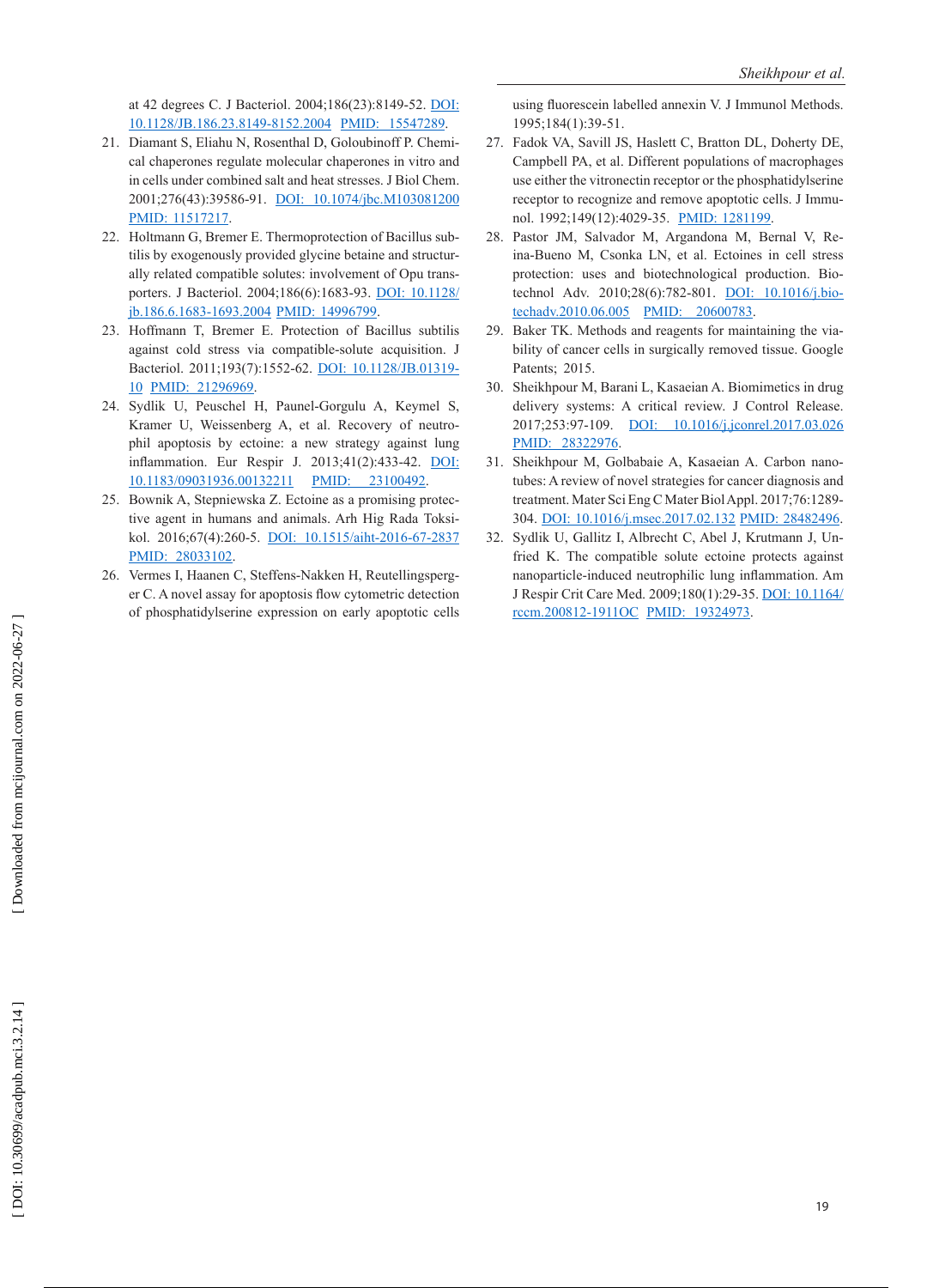at 42 degrees C. J Bacteriol. 2004;186(23):8149-52. DOI: 10.1128/JB.186.23.8149-8152.2004 PMID: 15547289.

21. Diamant S, Eliahu N, Rosenthal D, Goloubinoff P. Chemical chaperones regulate molecular chaperones in vitro and in cells under combined salt and heat stresses. J Biol Chem. 2001;276(43):39586-91. DOI: 10.1074/jbc.M103081200 PMID: 11517217.
22. Holtmann G, Bremer E. Thermoprotection of Bacillus subtilis by exogenously provided glycine betaine and structurally related compatible solutes: involvement of Opu transporters. J Bacteriol. 2004;186(6):1683-93. DOI: 10.1128/jb.186.6.1683-1693.2004 PMID: 14996799.
23. Hoffmann T, Bremer E. Protection of Bacillus subtilis against cold stress via compatible-solute acquisition. J Bacteriol. 2011;193(7):1552-62. DOI: 10.1128/JB.01319-10 PMID: 21296969.
24. Sydlik U, Peuschel H, Paunel-Gorgulu A, Keymel S, Kramer U, Weissenberg A, et al. Recovery of neutrophil apoptosis by ectoine: a new strategy against lung inflammation. Eur Respir J. 2013;41(2):433-42. DOI: 10.1183/09031936.00132211 PMID: 23100492.
25. Bownik A, Stepniewska Z. Ectoine as a promising protective agent in humans and animals. Arh Hig Rada Toksikol. 2016;67(4):260-5. DOI: 10.1515/aiht-2016-67-2837 PMID: 28033102.
26. Vermes I, Haanen C, Steffens-Nakken H, Reutellingsperger C. A novel assay for apoptosis flow cytometric detection of phosphatidylserine expression on early apoptotic cells using fluorescein labelled annexin V. J Immunol Methods. 1995;184(1):39-51.
27. Fadok VA, Savill JS, Haslett C, Bratton DL, Doherty DE, Campbell PA, et al. Different populations of macrophages use either the vitronectin receptor or the phosphatidylserine receptor to recognize and remove apoptotic cells. J Immunol. 1992;149(12):4029-35. PMID: 1281199.
28. Pastor JM, Salvador M, Argandona M, Bernal V, Reina-Bueno M, Csonka LN, et al. Ectoines in cell stress protection: uses and biotechnological production. Biotechnol Adv. 2010;28(6):782-801. DOI: 10.1016/j.biotechadv.2010.06.005 PMID: 20600783.
29. Baker TK. Methods and reagents for maintaining the viability of cancer cells in surgically removed tissue. Google Patents; 2015.
30. Sheikhpour M, Barani L, Kasaeian A. Biomimetics in drug delivery systems: A critical review. J Control Release. 2017;253:97-109. DOI: 10.1016/j.jconrel.2017.03.026 PMID: 28322976.
31. Sheikhpour M, Golbabaie A, Kasaeian A. Carbon nanotubes: A review of novel strategies for cancer diagnosis and treatment. Mater Sci Eng C Mater Biol Appl. 2017;76:1289-304. DOI: 10.1016/j.msec.2017.02.132 PMID: 28482496.
32. Sydlik U, Gallitz I, Albrecht C, Abel J, Krutmann J, Unfried K. The compatible solute ectoine protects against nanoparticle-induced neutrophilic lung inflammation. Am J Respir Crit Care Med. 2009;180(1):29-35. DOI: 10.1164/rccm.200812-1911OC PMID: 19324973.